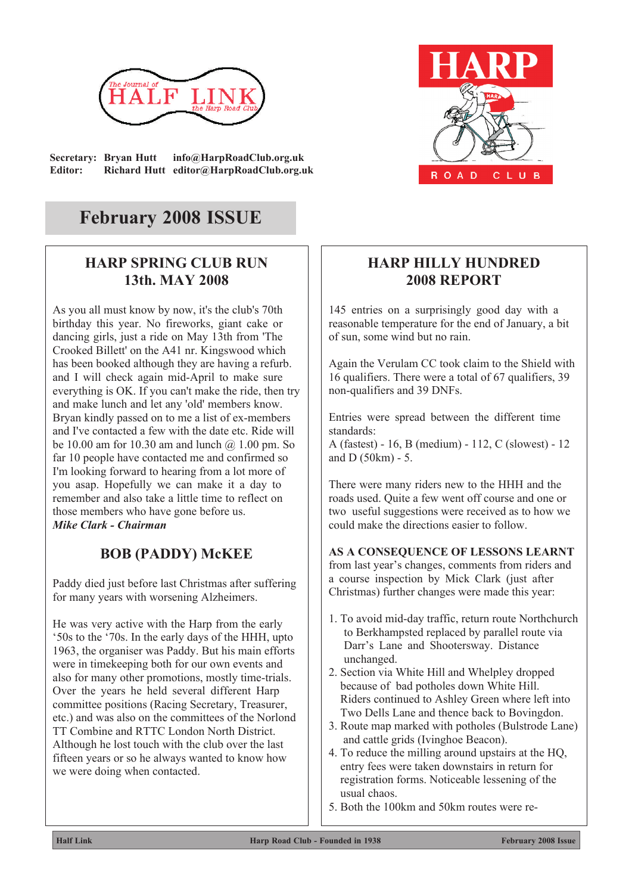The Journal of

# HALF LINK

the Harp Road Club

**Secretary: Bryan Hutt info@HarpRoadClub.org.uk**
**Editor: Richard Hutt editor@HarpRoadClub.org.uk**

HARP ROAD CLUB

# February 2008 ISSUE

## HARP SPRING CLUB RUN 13th. MAY 2008

As you all must know by now, it's the club's 70th birthday this year. No fireworks, giant cake or dancing girls, just a ride on May 13th from 'The Crooked Billett' on the A41 nr. Kingswood which has been booked although they are having a refurb. and I will check again mid-April to make sure everything is OK. If you can't make the ride, then try and make lunch and let any 'old' members know. Bryan kindly passed on to me a list of ex-members and I've contacted a few with the date etc. Ride will be 10.00 am for 10.30 am and lunch @ 1.00 pm. So far 10 people have contacted me and confirmed so I'm looking forward to hearing from a lot more of you asap. Hopefully we can make it a day to remember and also take a little time to reflect on those members who have gone before us.

***Mike Clark - Chairman***

## BOB (PADDY) McKEE

Paddy died just before last Christmas after suffering for many years with worsening Alzheimers.

He was very active with the Harp from the early '50s to the '70s. In the early days of the HHH, upto 1963, the organiser was Paddy. But his main efforts were in timekeeping both for our own events and also for many other promotions, mostly time-trials. Over the years he held several different Harp committee positions (Racing Secretary, Treasurer, etc.) and was also on the committees of the Norlond TT Combine and RTTC London North District. Although he lost touch with the club over the last fifteen years or so he always wanted to know how we were doing when contacted.

## HARP HILLY HUNDRED 2008 REPORT

145 entries on a surprisingly good day with a reasonable temperature for the end of January, a bit of sun, some wind but no rain.

Again the Verulam CC took claim to the Shield with 16 qualifiers. There were a total of 67 qualifiers, 39 non-qualifiers and 39 DNFs.

Entries were spread between the different time standards:
A (fastest) - 16, B (medium) - 112, C (slowest) - 12 and D (50km) - 5.

There were many riders new to the HHH and the roads used. Quite a few went off course and one or two useful suggestions were received as to how we could make the directions easier to follow.

**AS A CONSEQUENCE OF LESSONS LEARNT** from last year's changes, comments from riders and a course inspection by Mick Clark (just after Christmas) further changes were made this year:

1. To avoid mid-day traffic, return route Northchurch to Berkhampsted replaced by parallel route via Darr's Lane and Shootersway. Distance unchanged.
2. Section via White Hill and Whelpley dropped because of bad potholes down White Hill. Riders continued to Ashley Green where left into Two Dells Lane and thence back to Bovingdon.
3. Route map marked with potholes (Bulstrode Lane) and cattle grids (Ivinghoe Beacon).
4. To reduce the milling around upstairs at the HQ, entry fees were taken downstairs in return for registration forms. Noticeable lessening of the usual chaos.
5. Both the 100km and 50km routes were re-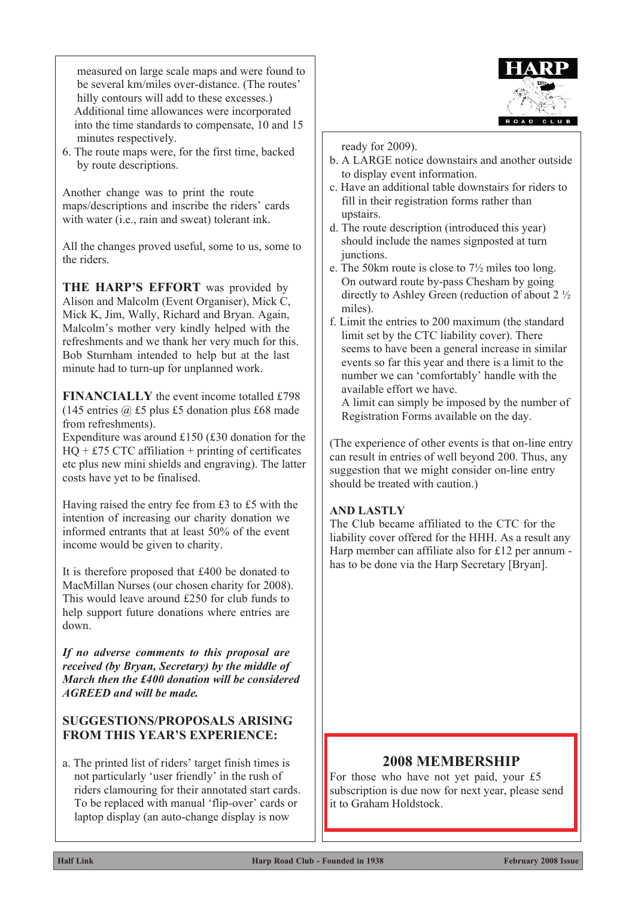measured on large scale maps and were found to be several km/miles over-distance. (The routes' hilly contours will add to these excesses.) Additional time allowances were incorporated into the time standards to compensate, 10 and 15 minutes respectively.

6. The route maps were, for the first time, backed by route descriptions.

Another change was to print the route maps/descriptions and inscribe the riders' cards with water (i.e., rain and sweat) tolerant ink.

All the changes proved useful, some to us, some to the riders.

**THE HARP'S EFFORT** was provided by Alison and Malcolm (Event Organiser), Mick C, Mick K, Jim, Wally, Richard and Bryan. Again, Malcolm's mother very kindly helped with the refreshments and we thank her very much for this. Bob Sturnham intended to help but at the last minute had to turn-up for unplanned work.

**FINANCIALLY** the event income totalled £798 (145 entries @ £5 plus £5 donation plus £68 made from refreshments).

Expenditure was around £150 (£30 donation for the HQ + £75 CTC affiliation + printing of certificates etc plus new mini shields and engraving). The latter costs have yet to be finalised.

Having raised the entry fee from £3 to £5 with the intention of increasing our charity donation we informed entrants that at least 50% of the event income would be given to charity.

It is therefore proposed that £400 be donated to MacMillan Nurses (our chosen charity for 2008). This would leave around £250 for club funds to help support future donations where entries are down.

***If no adverse comments to this proposal are received (by Bryan, Secretary) by the middle of March then the £400 donation will be considered AGREED and will be made.***

## SUGGESTIONS/PROPOSALS ARISING FROM THIS YEAR'S EXPERIENCE:

a. The printed list of riders' target finish times is not particularly 'user friendly' in the rush of riders clamouring for their annotated start cards. To be replaced with manual 'flip-over' cards or laptop display (an auto-change display is now ready for 2009).

b. A LARGE notice downstairs and another outside to display event information.

c. Have an additional table downstairs for riders to fill in their registration forms rather than upstairs.

d. The route description (introduced this year) should include the names signposted at turn junctions.

e. The 50km route is close to 7½ miles too long. On outward route by-pass Chesham by going directly to Ashley Green (reduction of about 2 ½ miles).

f. Limit the entries to 200 maximum (the standard limit set by the CTC liability cover). There seems to have been a general increase in similar events so far this year and there is a limit to the number we can 'comfortably' handle with the available effort we have.
A limit can simply be imposed by the number of Registration Forms available on the day.

(The experience of other events is that on-line entry can result in entries of well beyond 200. Thus, any suggestion that we might consider on-line entry should be treated with caution.)

**AND LASTLY**

The Club became affiliated to the CTC for the liability cover offered for the HHH. As a result any Harp member can affiliate also for £12 per annum - has to be done via the Harp Secretary [Bryan].

## 2008 MEMBERSHIP

For those who have not yet paid, your £5 subscription is due now for next year, please send it to Graham Holdstock.